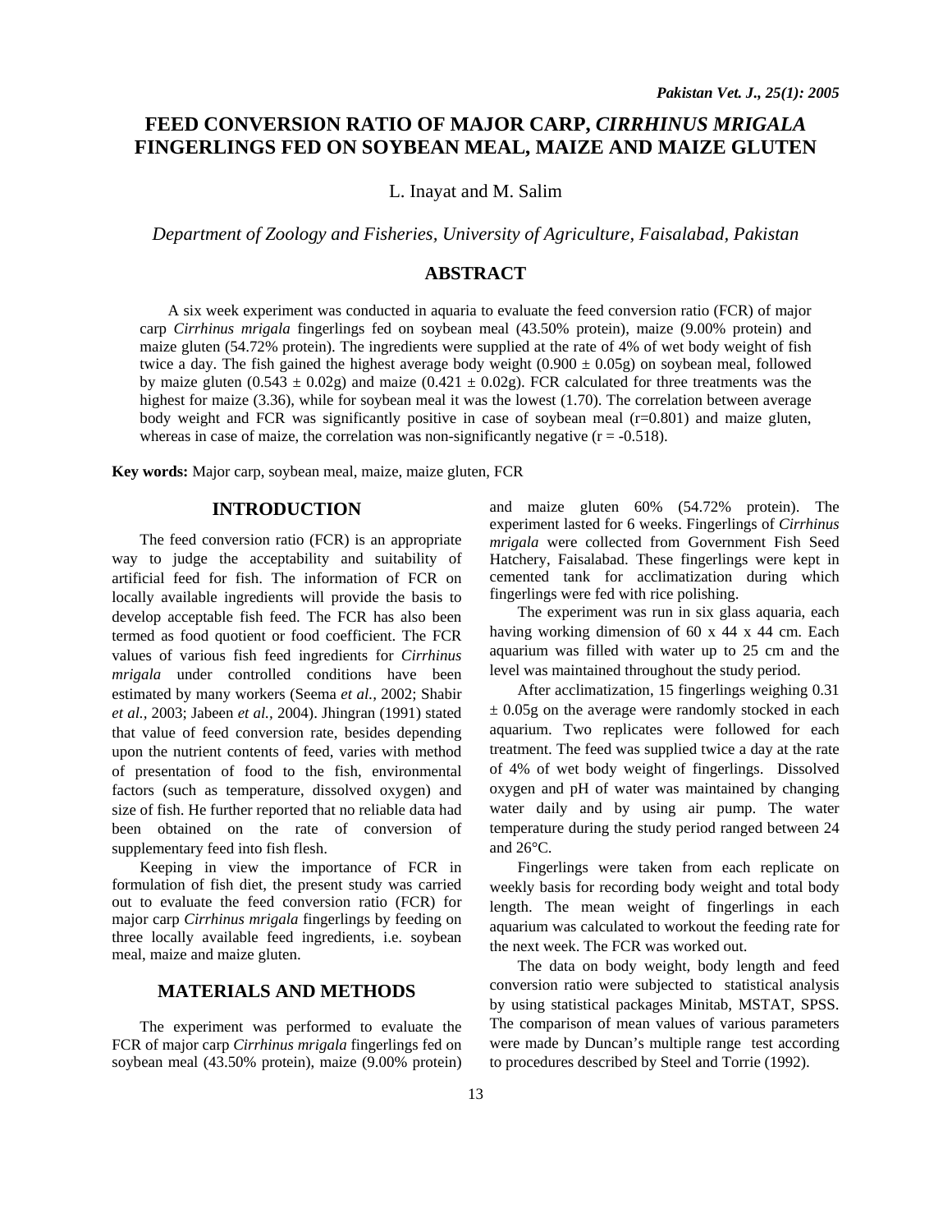# FEED CONVERSION RATIO OF MAJOR CARP, *CIRRHINUS MRIGALA* FINGERLINGS FED ON SOYBEAN MEAL, MAIZE AND MAIZE GLUTEN

L. Inayat and M. Salim

*Department of Zoology and Fisheries, University of Agriculture, Faisalabad, Pakistan*

## ABSTRACT

A six week experiment was conducted in aquaria to evaluate the feed conversion ratio (FCR) of major carp *Cirrhinus mrigala* fingerlings fed on soybean meal (43.50% protein), maize (9.00% protein) and maize gluten (54.72% protein). The ingredients were supplied at the rate of 4% of wet body weight of fish twice a day. The fish gained the highest average body weight ($0.900 \pm 0.05$g) on soybean meal, followed by maize gluten ($0.543 \pm 0.02$g) and maize ($0.421 \pm 0.02$g). FCR calculated for three treatments was the highest for maize (3.36), while for soybean meal it was the lowest (1.70). The correlation between average body weight and FCR was significantly positive in case of soybean meal ($r=0.801$) and maize gluten, whereas in case of maize, the correlation was non-significantly negative ($r = -0.518$).

**Key words:** Major carp, soybean meal, maize, maize gluten, FCR

## INTRODUCTION

The feed conversion ratio (FCR) is an appropriate way to judge the acceptability and suitability of artificial feed for fish. The information of FCR on locally available ingredients will provide the basis to develop acceptable fish feed. The FCR has also been termed as food quotient or food coefficient. The FCR values of various fish feed ingredients for *Cirrhinus mrigala* under controlled conditions have been estimated by many workers (Seema *et al.,* 2002; Shabir *et al.,* 2003; Jabeen *et al.,* 2004). Jhingran (1991) stated that value of feed conversion rate, besides depending upon the nutrient contents of feed, varies with method of presentation of food to the fish, environmental factors (such as temperature, dissolved oxygen) and size of fish. He further reported that no reliable data had been obtained on the rate of conversion of supplementary feed into fish flesh.

Keeping in view the importance of FCR in formulation of fish diet, the present study was carried out to evaluate the feed conversion ratio (FCR) for major carp *Cirrhinus mrigala* fingerlings by feeding on three locally available feed ingredients, i.e. soybean meal, maize and maize gluten.

## MATERIALS AND METHODS

The experiment was performed to evaluate the FCR of major carp *Cirrhinus mrigala* fingerlings fed on soybean meal (43.50% protein), maize (9.00% protein) and maize gluten 60% (54.72% protein). The experiment lasted for 6 weeks. Fingerlings of *Cirrhinus mrigala* were collected from Government Fish Seed Hatchery, Faisalabad. These fingerlings were kept in cemented tank for acclimatization during which fingerlings were fed with rice polishing.

The experiment was run in six glass aquaria, each having working dimension of 60 x 44 x 44 cm. Each aquarium was filled with water up to 25 cm and the level was maintained throughout the study period.

After acclimatization, 15 fingerlings weighing $0.31 \pm 0.05$g on the average were randomly stocked in each aquarium. Two replicates were followed for each treatment. The feed was supplied twice a day at the rate of 4% of wet body weight of fingerlings. Dissolved oxygen and pH of water was maintained by changing water daily and by using air pump. The water temperature during the study period ranged between 24 and 26°C.

Fingerlings were taken from each replicate on weekly basis for recording body weight and total body length. The mean weight of fingerlings in each aquarium was calculated to workout the feeding rate for the next week. The FCR was worked out.

The data on body weight, body length and feed conversion ratio were subjected to statistical analysis by using statistical packages Minitab, MSTAT, SPSS. The comparison of mean values of various parameters were made by Duncan's multiple range test according to procedures described by Steel and Torrie (1992).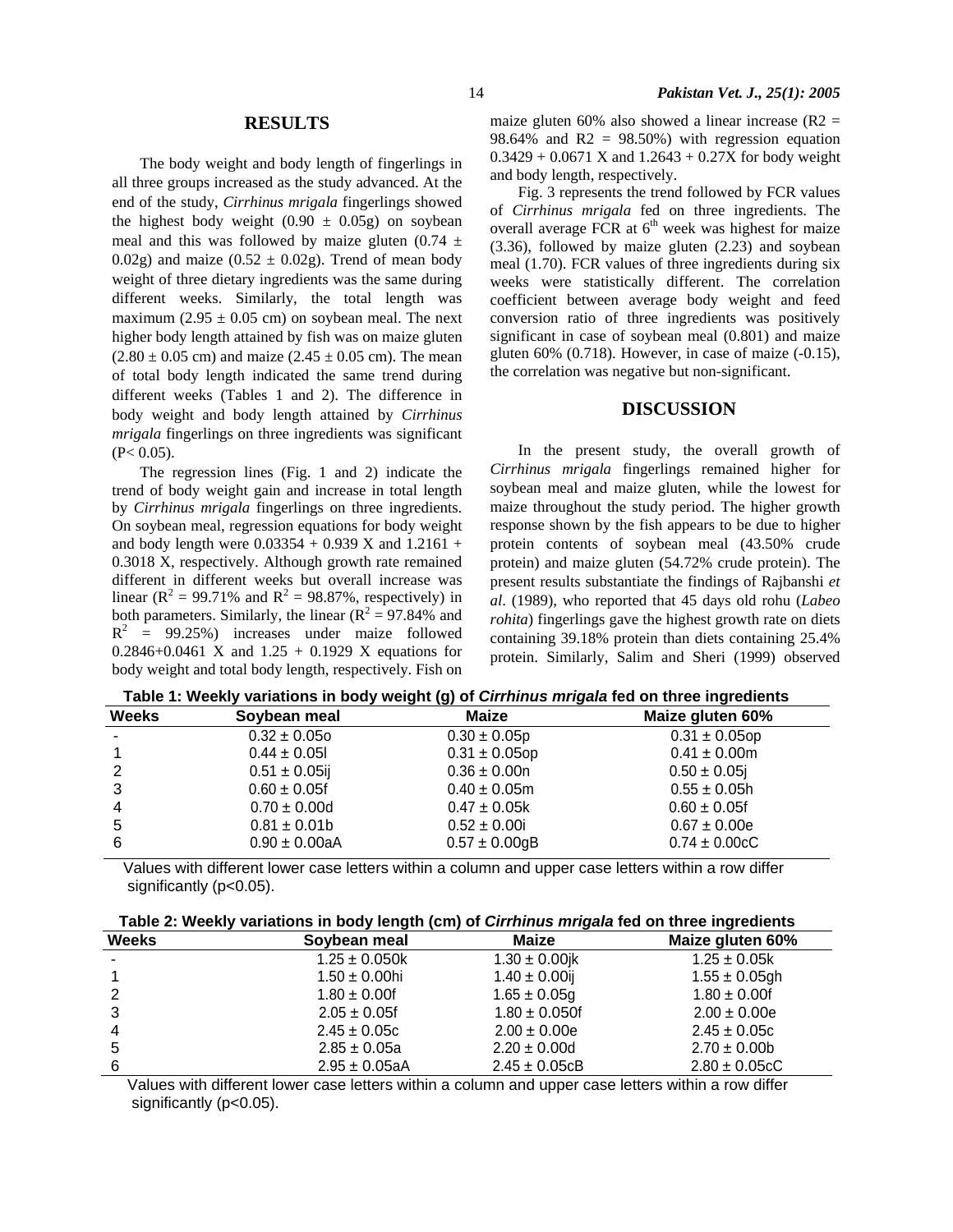## RESULTS

The body weight and body length of fingerlings in all three groups increased as the study advanced. At the end of the study, *Cirrhinus mrigala* fingerlings showed the highest body weight (0.90 ± 0.05g) on soybean meal and this was followed by maize gluten (0.74 ± 0.02g) and maize (0.52 ± 0.02g). Trend of mean body weight of three dietary ingredients was the same during different weeks. Similarly, the total length was maximum (2.95 ± 0.05 cm) on soybean meal. The next higher body length attained by fish was on maize gluten (2.80 ± 0.05 cm) and maize (2.45 ± 0.05 cm). The mean of total body length indicated the same trend during different weeks (Tables 1 and 2). The difference in body weight and body length attained by *Cirrhinus mrigala* fingerlings on three ingredients was significant ($P< 0.05$).

The regression lines (Fig. 1 and 2) indicate the trend of body weight gain and increase in total length by *Cirrhinus mrigala* fingerlings on three ingredients. On soybean meal, regression equations for body weight and body length were 0.03354 + 0.939 X and 1.2161 + 0.3018 X, respectively. Although growth rate remained different in different weeks but overall increase was linear ($R^2$ = 99.71% and $R^2$ = 98.87%, respectively) in both parameters. Similarly, the linear ($R^2$ = 97.84% and $R^2$ = 99.25%) increases under maize followed 0.2846+0.0461 X and 1.25 + 0.1929 X equations for body weight and total body length, respectively. Fish on maize gluten 60% also showed a linear increase (R2 = 98.64% and R2 = 98.50%) with regression equation 0.3429 + 0.0671 X and 1.2643 + 0.27X for body weight and body length, respectively.

Fig. 3 represents the trend followed by FCR values of *Cirrhinus mrigala* fed on three ingredients. The overall average FCR at 6th week was highest for maize (3.36), followed by maize gluten (2.23) and soybean meal (1.70). FCR values of three ingredients during six weeks were statistically different. The correlation coefficient between average body weight and feed conversion ratio of three ingredients was positively significant in case of soybean meal (0.801) and maize gluten 60% (0.718). However, in case of maize (-0.15), the correlation was negative but non-significant.

## DISCUSSION

In the present study, the overall growth of *Cirrhinus mrigala* fingerlings remained higher for soybean meal and maize gluten, while the lowest for maize throughout the study period. The higher growth response shown by the fish appears to be due to higher protein contents of soybean meal (43.50% crude protein) and maize gluten (54.72% crude protein). The present results substantiate the findings of Rajbanshi *et al*. (1989), who reported that 45 days old rohu (*Labeo rohita*) fingerlings gave the highest growth rate on diets containing 39.18% protein than diets containing 25.4% protein. Similarly, Salim and Sheri (1999) observed

**Table 1: Weekly variations in body weight (g) of *Cirrhinus mrigala* fed on three ingredients**

| Weeks | Soybean meal | Maize | Maize gluten 60% |
|---|---|---|---|
| - | 0.32 ± 0.05o | 0.30 ± 0.05p | 0.31 ± 0.05op |
| 1 | 0.44 ± 0.05l | 0.31 ± 0.05op | 0.41 ± 0.00m |
| 2 | 0.51 ± 0.05ij | 0.36 ± 0.00n | 0.50 ± 0.05j |
| 3 | 0.60 ± 0.05f | 0.40 ± 0.05m | 0.55 ± 0.05h |
| 4 | 0.70 ± 0.00d | 0.47 ± 0.05k | 0.60 ± 0.05f |
| 5 | 0.81 ± 0.01b | 0.52 ± 0.00i | 0.67 ± 0.00e |
| 6 | 0.90 ± 0.00aA | 0.57 ± 0.00gB | 0.74 ± 0.00cC |

Values with different lower case letters within a column and upper case letters within a row differ significantly ($p<0.05$).

**Table 2: Weekly variations in body length (cm) of *Cirrhinus mrigala* fed on three ingredients**

| Weeks | Soybean meal | Maize | Maize gluten 60% |
|---|---|---|---|
| - | 1.25 ± 0.050k | 1.30 ± 0.00jk | 1.25 ± 0.05k |
| 1 | 1.50 ± 0.00hi | 1.40 ± 0.00ij | 1.55 ± 0.05gh |
| 2 | 1.80 ± 0.00f | 1.65 ± 0.05g | 1.80 ± 0.00f |
| 3 | 2.05 ± 0.05f | 1.80 ± 0.050f | 2.00 ± 0.00e |
| 4 | 2.45 ± 0.05c | 2.00 ± 0.00e | 2.45 ± 0.05c |
| 5 | 2.85 ± 0.05a | 2.20 ± 0.00d | 2.70 ± 0.00b |
| 6 | 2.95 ± 0.05aA | 2.45 ± 0.05cB | 2.80 ± 0.05cC |

Values with different lower case letters within a column and upper case letters within a row differ significantly ($p<0.05$).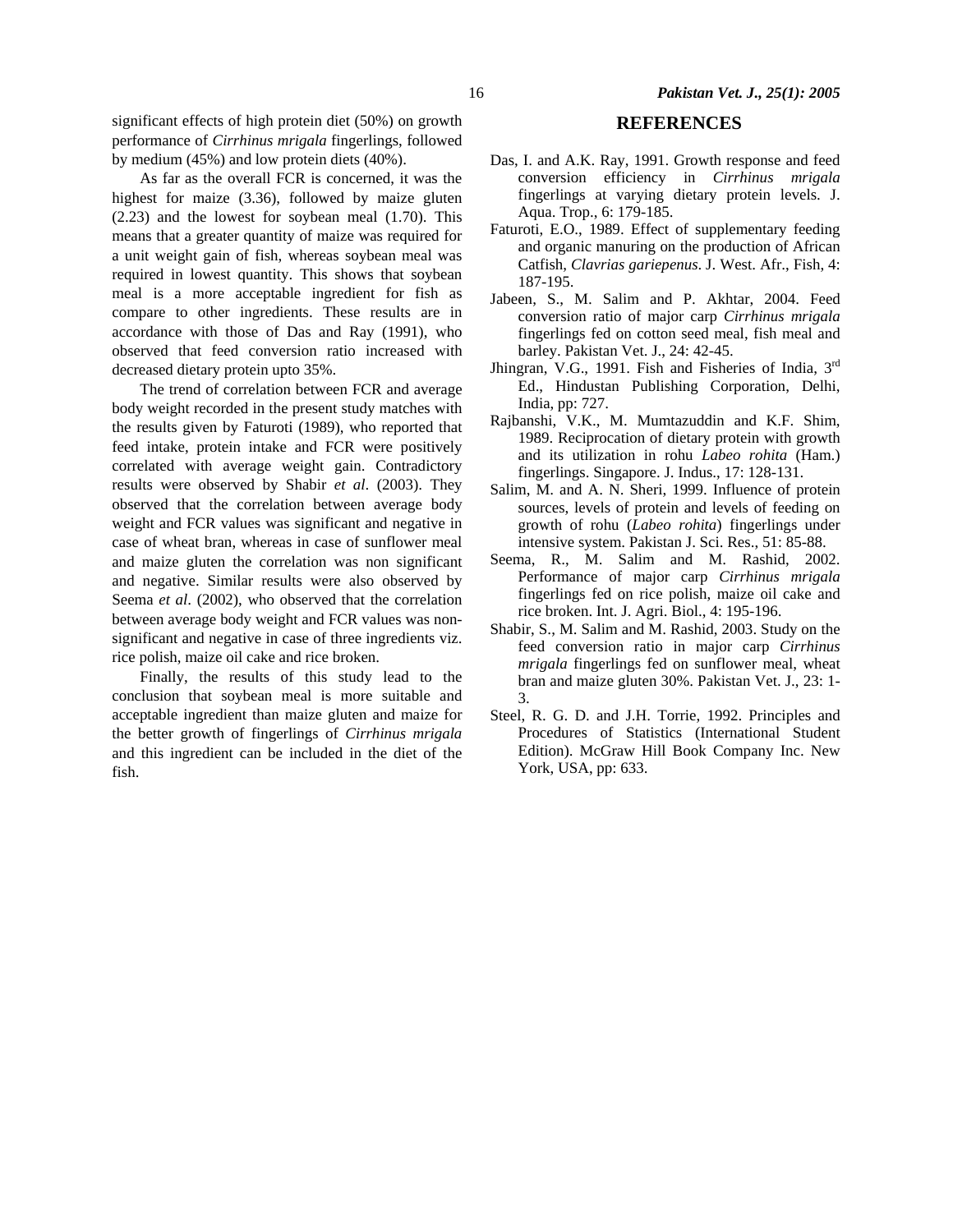significant effects of high protein diet (50%) on growth performance of *Cirrhinus mrigala* fingerlings, followed by medium (45%) and low protein diets (40%).

As far as the overall FCR is concerned, it was the highest for maize (3.36), followed by maize gluten (2.23) and the lowest for soybean meal (1.70). This means that a greater quantity of maize was required for a unit weight gain of fish, whereas soybean meal was required in lowest quantity. This shows that soybean meal is a more acceptable ingredient for fish as compare to other ingredients. These results are in accordance with those of Das and Ray (1991), who observed that feed conversion ratio increased with decreased dietary protein upto 35%.

The trend of correlation between FCR and average body weight recorded in the present study matches with the results given by Faturoti (1989), who reported that feed intake, protein intake and FCR were positively correlated with average weight gain. Contradictory results were observed by Shabir *et al*. (2003). They observed that the correlation between average body weight and FCR values was significant and negative in case of wheat bran, whereas in case of sunflower meal and maize gluten the correlation was non significant and negative. Similar results were also observed by Seema *et al*. (2002), who observed that the correlation between average body weight and FCR values was non-significant and negative in case of three ingredients viz. rice polish, maize oil cake and rice broken.

Finally, the results of this study lead to the conclusion that soybean meal is more suitable and acceptable ingredient than maize gluten and maize for the better growth of fingerlings of *Cirrhinus mrigala* and this ingredient can be included in the diet of the fish.

## REFERENCES

Das, I. and A.K. Ray, 1991. Growth response and feed conversion efficiency in *Cirrhinus mrigala* fingerlings at varying dietary protein levels. J. Aqua. Trop., 6: 179-185.

Faturoti, E.O., 1989. Effect of supplementary feeding and organic manuring on the production of African Catfish, *Clavrias gariepenus*. J. West. Afr., Fish, 4: 187-195.

Jabeen, S., M. Salim and P. Akhtar, 2004. Feed conversion ratio of major carp *Cirrhinus mrigala* fingerlings fed on cotton seed meal, fish meal and barley. Pakistan Vet. J., 24: 42-45.

Jhingran, V.G., 1991. Fish and Fisheries of India, 3rd Ed., Hindustan Publishing Corporation, Delhi, India, pp: 727.

Rajbanshi, V.K., M. Mumtazuddin and K.F. Shim, 1989. Reciprocation of dietary protein with growth and its utilization in rohu *Labeo rohita* (Ham.) fingerlings. Singapore. J. Indus., 17: 128-131.

Salim, M. and A. N. Sheri, 1999. Influence of protein sources, levels of protein and levels of feeding on growth of rohu (*Labeo rohita*) fingerlings under intensive system. Pakistan J. Sci. Res., 51: 85-88.

Seema, R., M. Salim and M. Rashid, 2002. Performance of major carp *Cirrhinus mrigala* fingerlings fed on rice polish, maize oil cake and rice broken. Int. J. Agri. Biol., 4: 195-196.

Shabir, S., M. Salim and M. Rashid, 2003. Study on the feed conversion ratio in major carp *Cirrhinus mrigala* fingerlings fed on sunflower meal, wheat bran and maize gluten 30%. Pakistan Vet. J., 23: 1-3.

Steel, R. G. D. and J.H. Torrie, 1992. Principles and Procedures of Statistics (International Student Edition). McGraw Hill Book Company Inc. New York, USA, pp: 633.